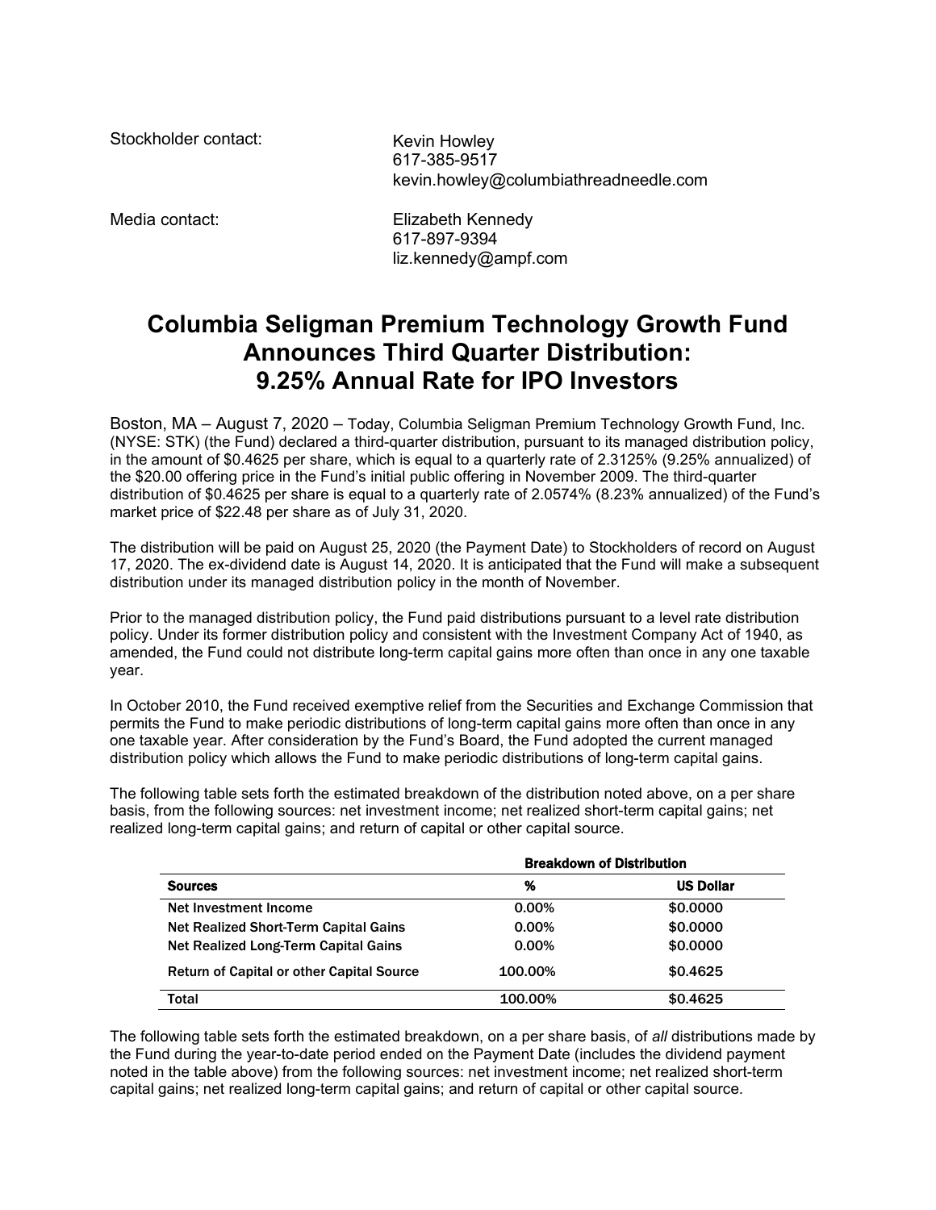Stockholder contact: Kevin Howley
617-385-9517
kevin.howley@columbiathreadneedle.com

Media contact: Elizabeth Kennedy
617-897-9394
liz.kennedy@ampf.com

# Columbia Seligman Premium Technology Growth Fund Announces Third Quarter Distribution: 9.25% Annual Rate for IPO Investors

Boston, MA – August 7, 2020 – Today, Columbia Seligman Premium Technology Growth Fund, Inc. (NYSE: STK) (the Fund) declared a third-quarter distribution, pursuant to its managed distribution policy, in the amount of $0.4625 per share, which is equal to a quarterly rate of 2.3125% (9.25% annualized) of the $20.00 offering price in the Fund's initial public offering in November 2009. The third-quarter distribution of $0.4625 per share is equal to a quarterly rate of 2.0574% (8.23% annualized) of the Fund's market price of $22.48 per share as of July 31, 2020.

The distribution will be paid on August 25, 2020 (the Payment Date) to Stockholders of record on August 17, 2020. The ex-dividend date is August 14, 2020. It is anticipated that the Fund will make a subsequent distribution under its managed distribution policy in the month of November.

Prior to the managed distribution policy, the Fund paid distributions pursuant to a level rate distribution policy. Under its former distribution policy and consistent with the Investment Company Act of 1940, as amended, the Fund could not distribute long-term capital gains more often than once in any one taxable year.

In October 2010, the Fund received exemptive relief from the Securities and Exchange Commission that permits the Fund to make periodic distributions of long-term capital gains more often than once in any one taxable year. After consideration by the Fund's Board, the Fund adopted the current managed distribution policy which allows the Fund to make periodic distributions of long-term capital gains.

The following table sets forth the estimated breakdown of the distribution noted above, on a per share basis, from the following sources: net investment income; net realized short-term capital gains; net realized long-term capital gains; and return of capital or other capital source.

| | Breakdown of Distribution | |
|---|---|---|
| **Sources** | **%** | **US Dollar** |
| Net Investment Income | 0.00% | $0.0000 |
| Net Realized Short-Term Capital Gains | 0.00% | $0.0000 |
| Net Realized Long-Term Capital Gains | 0.00% | $0.0000 |
| Return of Capital or other Capital Source | 100.00% | $0.4625 |
| Total | 100.00% | $0.4625 |

The following table sets forth the estimated breakdown, on a per share basis, of *all* distributions made by the Fund during the year-to-date period ended on the Payment Date (includes the dividend payment noted in the table above) from the following sources: net investment income; net realized short-term capital gains; net realized long-term capital gains; and return of capital or other capital source.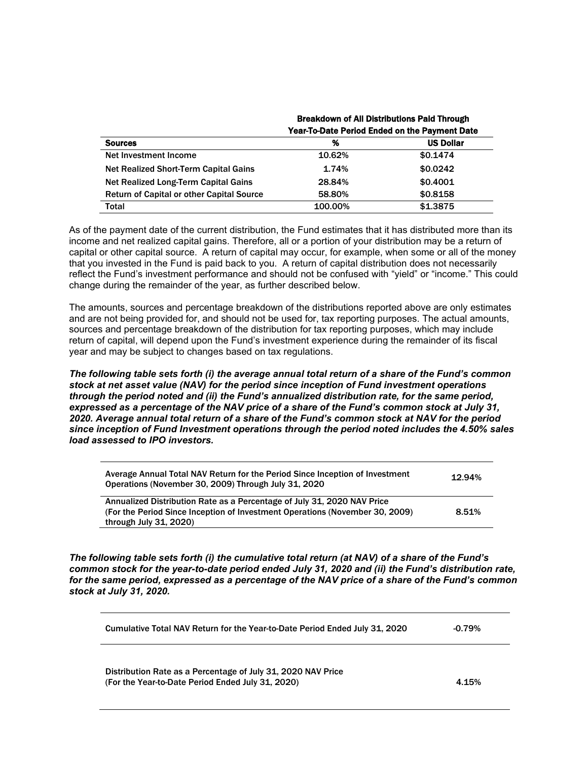| Sources | Breakdown of All Distributions Paid Through Year-To-Date Period Ended on the Payment Date | |
|---|---|---|
| | **%** | **US Dollar** |
| Net Investment Income | 10.62% | $0.1474 |
| Net Realized Short-Term Capital Gains | 1.74% | $0.0242 |
| Net Realized Long-Term Capital Gains | 28.84% | $0.4001 |
| Return of Capital or other Capital Source | 58.80% | $0.8158 |
| Total | 100.00% | $1.3875 |

As of the payment date of the current distribution, the Fund estimates that it has distributed more than its income and net realized capital gains. Therefore, all or a portion of your distribution may be a return of capital or other capital source. A return of capital may occur, for example, when some or all of the money that you invested in the Fund is paid back to you. A return of capital distribution does not necessarily reflect the Fund's investment performance and should not be confused with "yield" or "income." This could change during the remainder of the year, as further described below.

The amounts, sources and percentage breakdown of the distributions reported above are only estimates and are not being provided for, and should not be used for, tax reporting purposes. The actual amounts, sources and percentage breakdown of the distribution for tax reporting purposes, which may include return of capital, will depend upon the Fund's investment experience during the remainder of its fiscal year and may be subject to changes based on tax regulations.

***The following table sets forth (i) the average annual total return of a share of the Fund's common stock at net asset value (NAV) for the period since inception of Fund investment operations through the period noted and (ii) the Fund's annualized distribution rate, for the same period, expressed as a percentage of the NAV price of a share of the Fund's common stock at July 31, 2020. Average annual total return of a share of the Fund's common stock at NAV for the period since inception of Fund Investment operations through the period noted includes the 4.50% sales load assessed to IPO investors.***

| | |
|---|---|
| Average Annual Total NAV Return for the Period Since Inception of Investment Operations (November 30, 2009) Through July 31, 2020 | 12.94% |
| Annualized Distribution Rate as a Percentage of July 31, 2020 NAV Price (For the Period Since Inception of Investment Operations (November 30, 2009) through July 31, 2020) | 8.51% |

***The following table sets forth (i) the cumulative total return (at NAV) of a share of the Fund's common stock for the year-to-date period ended July 31, 2020 and (ii) the Fund's distribution rate, for the same period, expressed as a percentage of the NAV price of a share of the Fund's common stock at July 31, 2020.***

| | |
|---|---|
| Cumulative Total NAV Return for the Year-to-Date Period Ended July 31, 2020 | -0.79% |
| Distribution Rate as a Percentage of July 31, 2020 NAV Price (For the Year-to-Date Period Ended July 31, 2020) | 4.15% |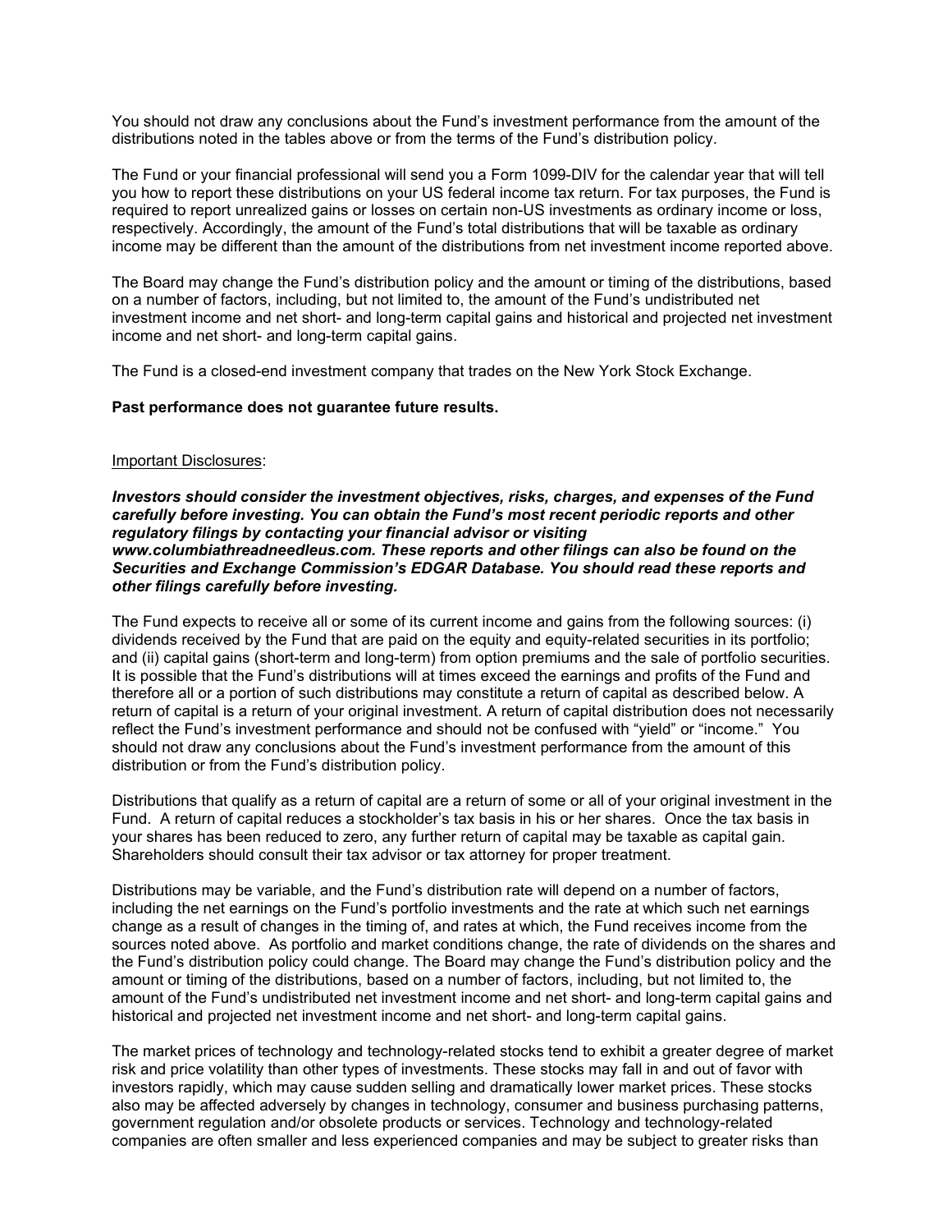You should not draw any conclusions about the Fund's investment performance from the amount of the distributions noted in the tables above or from the terms of the Fund's distribution policy.

The Fund or your financial professional will send you a Form 1099-DIV for the calendar year that will tell you how to report these distributions on your US federal income tax return. For tax purposes, the Fund is required to report unrealized gains or losses on certain non-US investments as ordinary income or loss, respectively. Accordingly, the amount of the Fund's total distributions that will be taxable as ordinary income may be different than the amount of the distributions from net investment income reported above.

The Board may change the Fund's distribution policy and the amount or timing of the distributions, based on a number of factors, including, but not limited to, the amount of the Fund's undistributed net investment income and net short- and long-term capital gains and historical and projected net investment income and net short- and long-term capital gains.

The Fund is a closed-end investment company that trades on the New York Stock Exchange.

**Past performance does not guarantee future results.**

Important Disclosures:

***Investors should consider the investment objectives, risks, charges, and expenses of the Fund carefully before investing. You can obtain the Fund's most recent periodic reports and other regulatory filings by contacting your financial advisor or visiting www.columbiathreadneedleus.com. These reports and other filings can also be found on the Securities and Exchange Commission's EDGAR Database. You should read these reports and other filings carefully before investing.***

The Fund expects to receive all or some of its current income and gains from the following sources: (i) dividends received by the Fund that are paid on the equity and equity-related securities in its portfolio; and (ii) capital gains (short-term and long-term) from option premiums and the sale of portfolio securities. It is possible that the Fund's distributions will at times exceed the earnings and profits of the Fund and therefore all or a portion of such distributions may constitute a return of capital as described below. A return of capital is a return of your original investment. A return of capital distribution does not necessarily reflect the Fund's investment performance and should not be confused with "yield" or "income." You should not draw any conclusions about the Fund's investment performance from the amount of this distribution or from the Fund's distribution policy.

Distributions that qualify as a return of capital are a return of some or all of your original investment in the Fund. A return of capital reduces a stockholder's tax basis in his or her shares. Once the tax basis in your shares has been reduced to zero, any further return of capital may be taxable as capital gain. Shareholders should consult their tax advisor or tax attorney for proper treatment.

Distributions may be variable, and the Fund's distribution rate will depend on a number of factors, including the net earnings on the Fund's portfolio investments and the rate at which such net earnings change as a result of changes in the timing of, and rates at which, the Fund receives income from the sources noted above. As portfolio and market conditions change, the rate of dividends on the shares and the Fund's distribution policy could change. The Board may change the Fund's distribution policy and the amount or timing of the distributions, based on a number of factors, including, but not limited to, the amount of the Fund's undistributed net investment income and net short- and long-term capital gains and historical and projected net investment income and net short- and long-term capital gains.

The market prices of technology and technology-related stocks tend to exhibit a greater degree of market risk and price volatility than other types of investments. These stocks may fall in and out of favor with investors rapidly, which may cause sudden selling and dramatically lower market prices. These stocks also may be affected adversely by changes in technology, consumer and business purchasing patterns, government regulation and/or obsolete products or services. Technology and technology-related companies are often smaller and less experienced companies and may be subject to greater risks than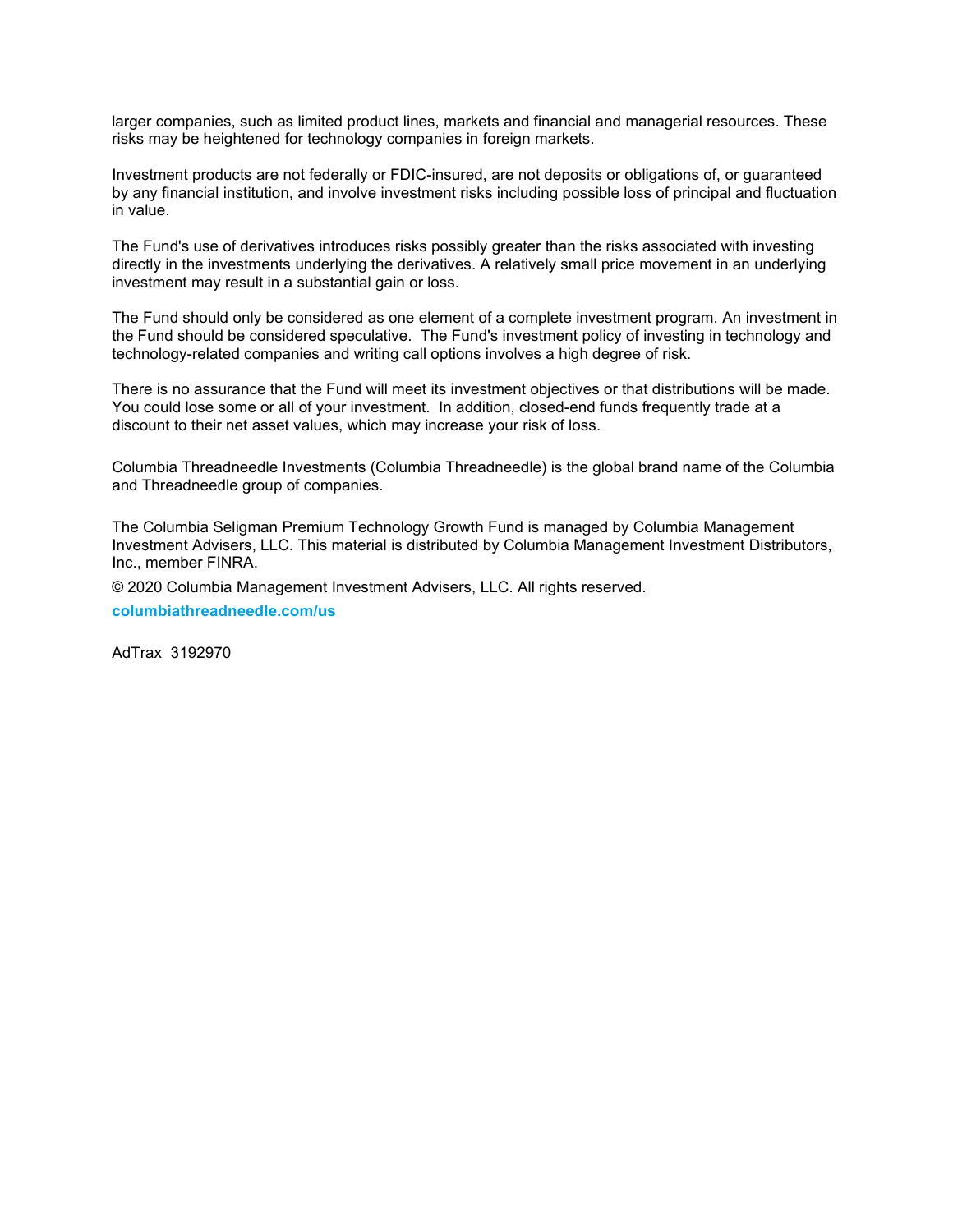larger companies, such as limited product lines, markets and financial and managerial resources. These risks may be heightened for technology companies in foreign markets.

Investment products are not federally or FDIC-insured, are not deposits or obligations of, or guaranteed by any financial institution, and involve investment risks including possible loss of principal and fluctuation in value.

The Fund's use of derivatives introduces risks possibly greater than the risks associated with investing directly in the investments underlying the derivatives. A relatively small price movement in an underlying investment may result in a substantial gain or loss.

The Fund should only be considered as one element of a complete investment program. An investment in the Fund should be considered speculative. The Fund's investment policy of investing in technology and technology-related companies and writing call options involves a high degree of risk.

There is no assurance that the Fund will meet its investment objectives or that distributions will be made. You could lose some or all of your investment. In addition, closed-end funds frequently trade at a discount to their net asset values, which may increase your risk of loss.

Columbia Threadneedle Investments (Columbia Threadneedle) is the global brand name of the Columbia and Threadneedle group of companies.

The Columbia Seligman Premium Technology Growth Fund is managed by Columbia Management Investment Advisers, LLC. This material is distributed by Columbia Management Investment Distributors, Inc., member FINRA.

© 2020 Columbia Management Investment Advisers, LLC. All rights reserved.

**columbiathreadneedle.com/us**

AdTrax 3192970